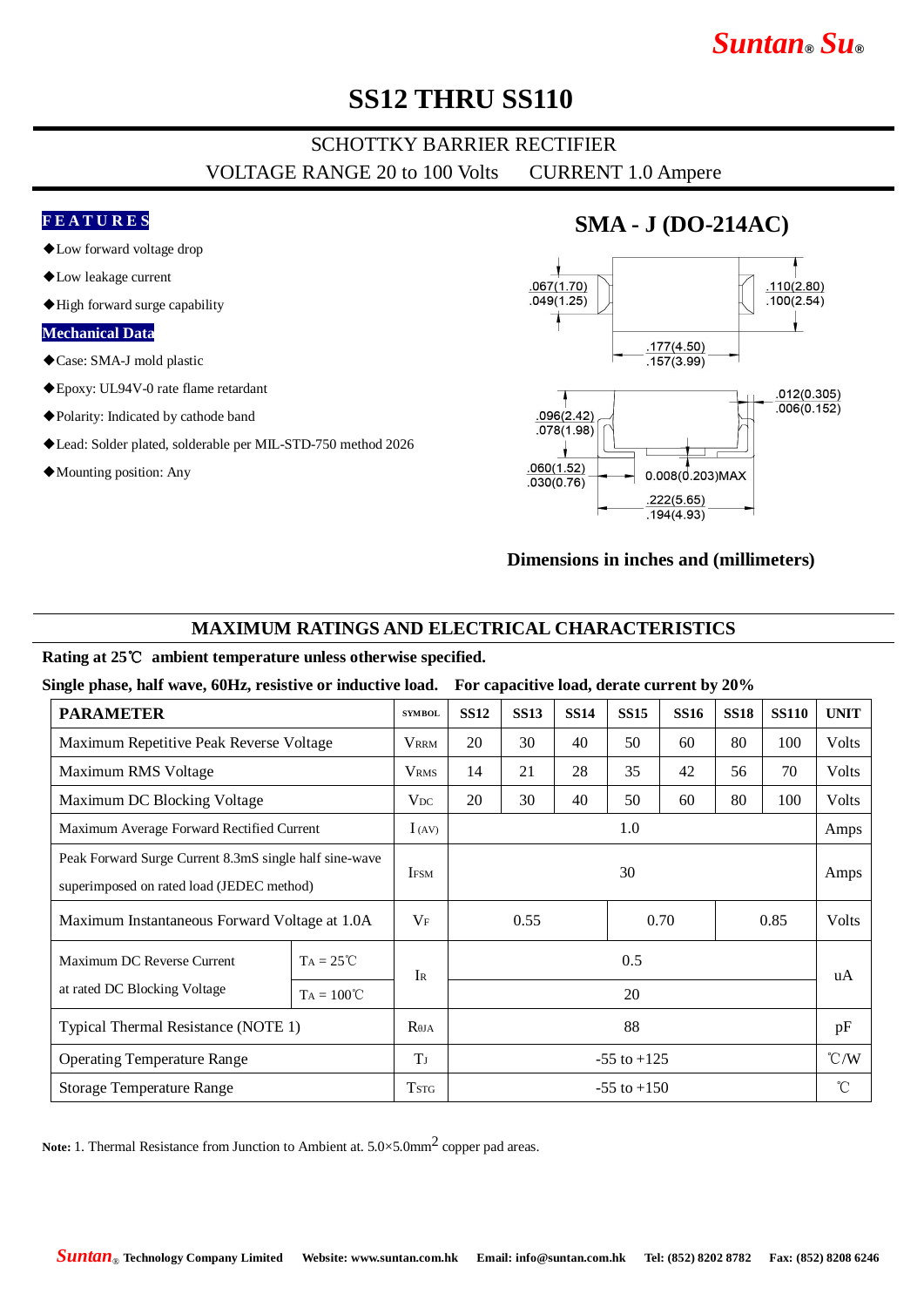# SS12 THRU SS110

## SCHOTTKY BARRIER RECTIFIER

VOLTAGE RANGE 20 to 100 Volts    CURRENT 1.0 Ampere

### FEATURES

- ◆Low forward voltage drop
- ◆Low leakage current
- ◆High forward surge capability

### Mechanical Data

- ◆Case: SMA-J mold plastic
- ◆Epoxy: UL94V-0 rate flame retardant
- ◆Polarity: Indicated by cathode band
- ◆Lead: Solder plated, solderable per MIL-STD-750 method 2026
- ◆Mounting position: Any

## SMA - J (DO-214AC)

.067(1.70)
.049(1.25)

.110(2.80)
.100(2.54)

.177(4.50)
.157(3.99)

.096(2.42)
.078(1.98)

.012(0.305)
.006(0.152)

.060(1.52)
.030(0.76)

0.008(0.203)MAX

.222(5.65)
.194(4.93)

**Dimensions in inches and (millimeters)**

## MAXIMUM RATINGS AND ELECTRICAL CHARACTERISTICS

**Rating at 25℃ ambient temperature unless otherwise specified.**

**Single phase, half wave, 60Hz, resistive or inductive load. For capacitive load, derate current by 20%**

| PARAMETER | | SYMBOL | SS12 | SS13 | SS14 | SS15 | SS16 | SS18 | SS110 | UNIT |
|---|---|---|---|---|---|---|---|---|---|---|
| Maximum Repetitive Peak Reverse Voltage | | $V_{RRM}$ | 20 | 30 | 40 | 50 | 60 | 80 | 100 | Volts |
| Maximum RMS Voltage | | $V_{RMS}$ | 14 | 21 | 28 | 35 | 42 | 56 | 70 | Volts |
| Maximum DC Blocking Voltage | | $V_{DC}$ | 20 | 30 | 40 | 50 | 60 | 80 | 100 | Volts |
| Maximum Average Forward Rectified Current | | $I_{(AV)}$ | 1.0 | | | | | | | Amps |
| Peak Forward Surge Current 8.3mS single half sine-wave superimposed on rated load (JEDEC method) | | $I_{FSM}$ | 30 | | | | | | | Amps |
| Maximum Instantaneous Forward Voltage at 1.0A | | $V_F$ | 0.55 | | | 0.70 | | 0.85 | | Volts |
| Maximum DC Reverse Current at rated DC Blocking Voltage | $T_A$ = 25℃ | $I_R$ | 0.5 | | | | | | | uA |
| | $T_A$ = 100℃ | | 20 | | | | | | | |
| Typical Thermal Resistance (NOTE 1) | | $R_{\theta JA}$ | 88 | | | | | | | pF |
| Operating Temperature Range | | $T_J$ | -55 to +125 | | | | | | | ℃/W |
| Storage Temperature Range | | $T_{STG}$ | -55 to +150 | | | | | | | ℃ |

**Note:** 1. Thermal Resistance from Junction to Ambient at. 5.0×5.0mm$^2$ copper pad areas.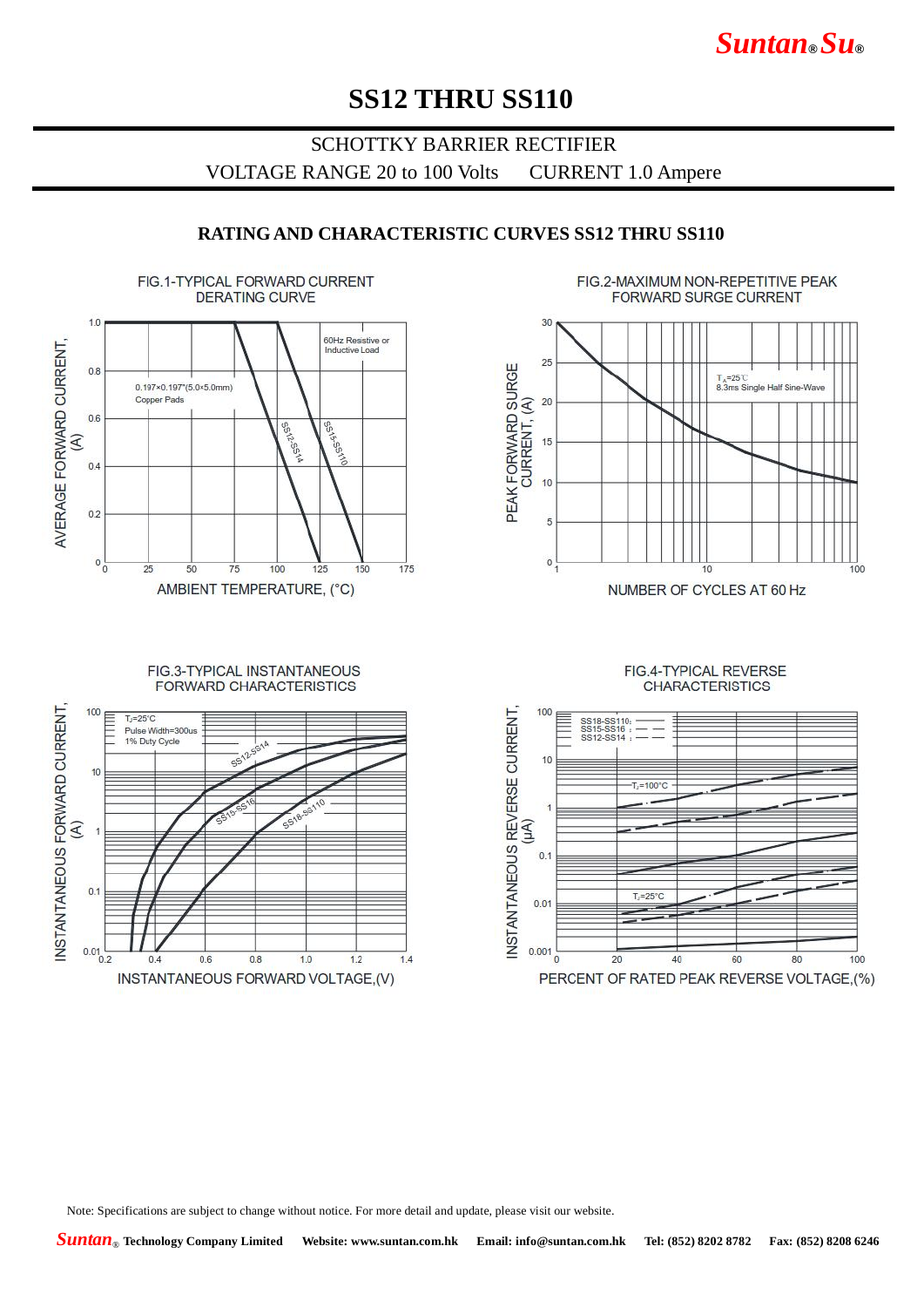# SS12 THRU SS110

SCHOTTKY BARRIER RECTIFIER

VOLTAGE RANGE 20 to 100 Volts CURRENT 1.0 Ampere

## RATING AND CHARACTERISTIC CURVES SS12 THRU SS110

FIG.1-TYPICAL FORWARD CURRENT DERATING CURVE

AVERAGE FORWARD CURRENT, (A)

1.0
0.8
0.6
0.4
0.2
0

0 25 50 75 100 125 150 175

AMBIENT TEMPERATURE, (°C)

60Hz Resistive or Inductive Load

0.197×0.197"(5.0×5.0mm) Copper Pads

SS12-SS14

SS15-SS110

FIG.2-MAXIMUM NON-REPETITIVE PEAK FORWARD SURGE CURRENT

PEAK FORWARD SURGE CURRENT, (A)

30
25
20
15
10
5
0

1 10 100

NUMBER OF CYCLES AT 60 Hz

$T_A$=25℃
8.3ms Single Half Sine-Wave

FIG.3-TYPICAL INSTANTANEOUS FORWARD CHARACTERISTICS

INSTANTANEOUS FORWARD CURRENT, (A)

100
10
1
0.1
0.01

0.2 0.4 0.6 0.8 1.0 1.2 1.4

INSTANTANEOUS FORWARD VOLTAGE,(V)

$T_J$=25°C
Pulse Width=300us
1% Duty Cycle

SS12-SS14

SS15-SS16

SS18-SS110

FIG.4-TYPICAL REVERSE CHARACTERISTICS

INSTANTANEOUS REVERSE CURRENT, (μA)

100
10
1
0.1
0.01
0.001

0 20 40 60 80 100

PERCENT OF RATED PEAK REVERSE VOLTAGE,(%)

SS18-SS110
SS15-SS16
SS12-SS14

$T_J$=100°C

$T_J$=25°C

Note: Specifications are subject to change without notice. For more detail and update, please visit our website.

**Suntan® Technology Company Limited Website: www.suntan.com.hk Email: info@suntan.com.hk Tel: (852) 8202 8782 Fax: (852) 8208 6246**